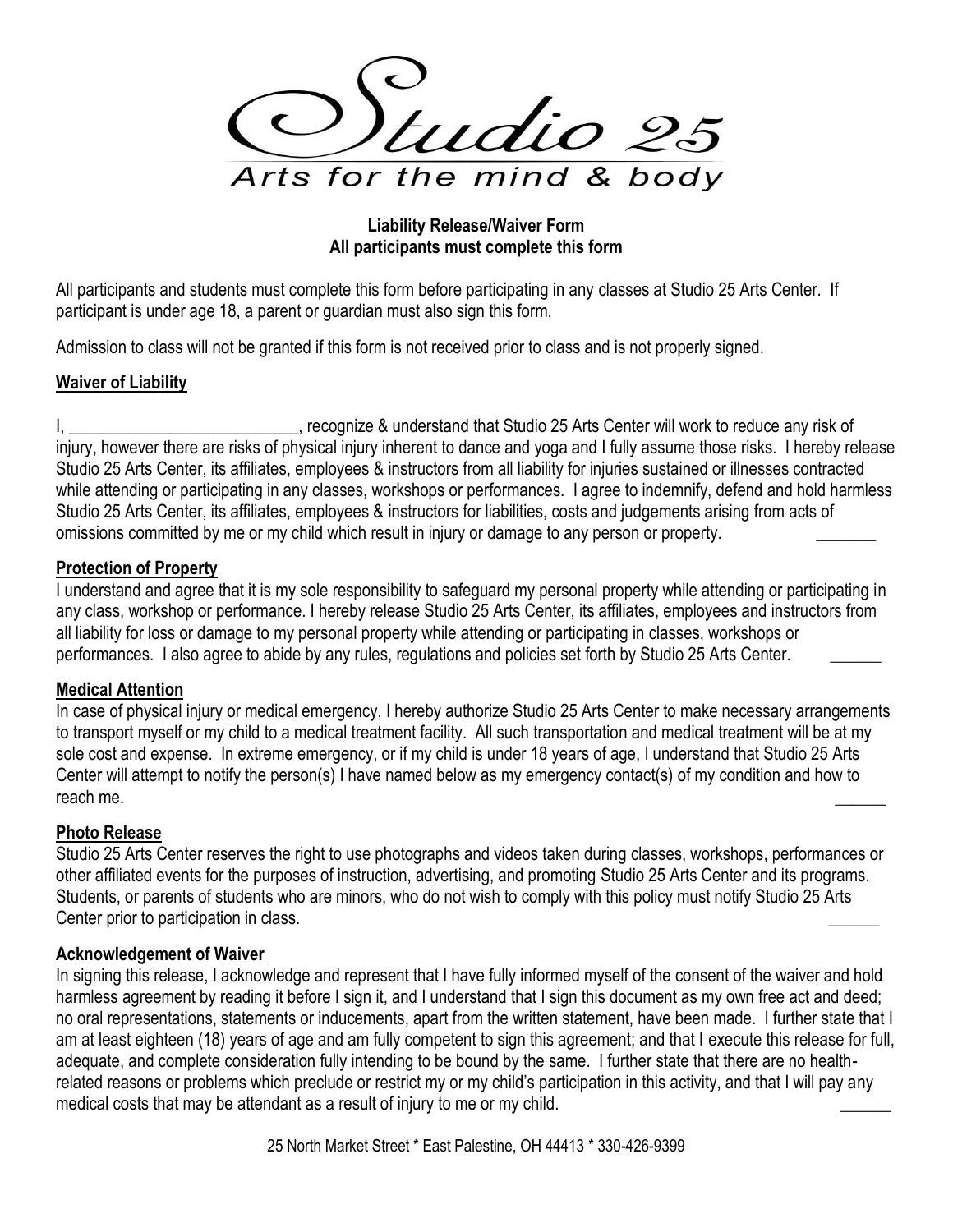# Studio 25

Arts for the mind & body

**Liability Release/Waiver Form**
**All participants must complete this form**

All participants and students must complete this form before participating in any classes at Studio 25 Arts Center. If participant is under age 18, a parent or guardian must also sign this form.

Admission to class will not be granted if this form is not received prior to class and is not properly signed.

## Waiver of Liability

I, ___________________________, recognize & understand that Studio 25 Arts Center will work to reduce any risk of injury, however there are risks of physical injury inherent to dance and yoga and I fully assume those risks. I hereby release Studio 25 Arts Center, its affiliates, employees & instructors from all liability for injuries sustained or illnesses contracted while attending or participating in any classes, workshops or performances. I agree to indemnify, defend and hold harmless Studio 25 Arts Center, its affiliates, employees & instructors for liabilities, costs and judgements arising from acts of omissions committed by me or my child which result in injury or damage to any person or property. _______

## Protection of Property

I understand and agree that it is my sole responsibility to safeguard my personal property while attending or participating in any class, workshop or performance. I hereby release Studio 25 Arts Center, its affiliates, employees and instructors from all liability for loss or damage to my personal property while attending or participating in classes, workshops or performances. I also agree to abide by any rules, regulations and policies set forth by Studio 25 Arts Center. ______

## Medical Attention

In case of physical injury or medical emergency, I hereby authorize Studio 25 Arts Center to make necessary arrangements to transport myself or my child to a medical treatment facility. All such transportation and medical treatment will be at my sole cost and expense. In extreme emergency, or if my child is under 18 years of age, I understand that Studio 25 Arts Center will attempt to notify the person(s) I have named below as my emergency contact(s) of my condition and how to reach me. ______

## Photo Release

Studio 25 Arts Center reserves the right to use photographs and videos taken during classes, workshops, performances or other affiliated events for the purposes of instruction, advertising, and promoting Studio 25 Arts Center and its programs. Students, or parents of students who are minors, who do not wish to comply with this policy must notify Studio 25 Arts Center prior to participation in class. ______

## Acknowledgement of Waiver

In signing this release, I acknowledge and represent that I have fully informed myself of the consent of the waiver and hold harmless agreement by reading it before I sign it, and I understand that I sign this document as my own free act and deed; no oral representations, statements or inducements, apart from the written statement, have been made. I further state that I am at least eighteen (18) years of age and am fully competent to sign this agreement; and that I execute this release for full, adequate, and complete consideration fully intending to be bound by the same. I further state that there are no health-related reasons or problems which preclude or restrict my or my child's participation in this activity, and that I will pay any medical costs that may be attendant as a result of injury to me or my child. ______

25 North Market Street * East Palestine, OH 44413 * 330-426-9399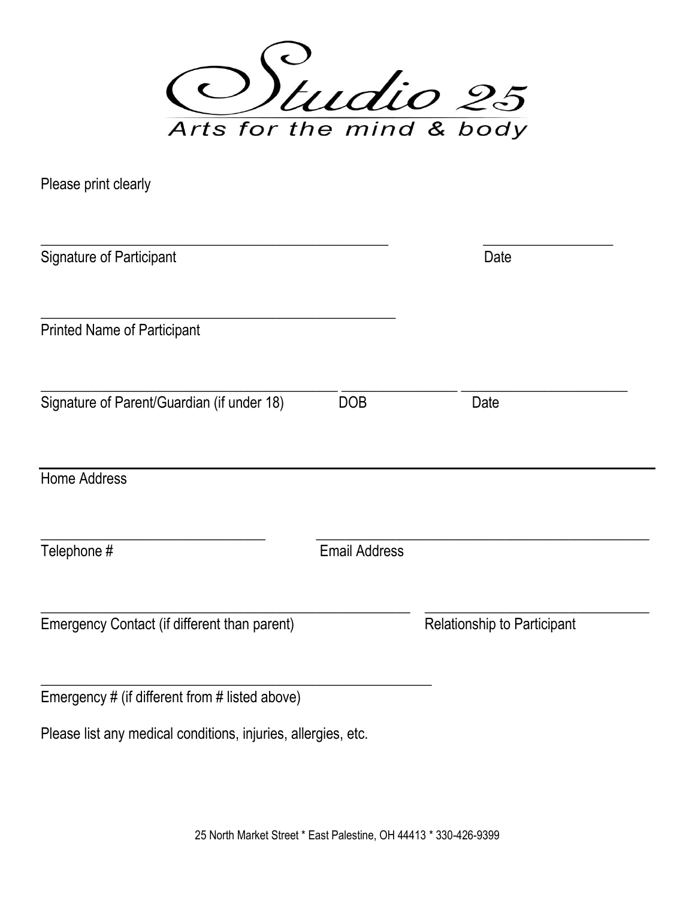# Studio 25

Arts for the mind & body

Please print clearly

\_\_\_\_\_\_\_\_\_\_\_\_\_\_\_\_\_\_\_\_\_\_\_\_\_\_\_\_\_\_\_\_\_\_\_\_\_\_\_\_ \_\_\_\_\_\_\_\_\_\_\_\_\_\_\_\_\_\_

Signature of Participant Date

\_\_\_\_\_\_\_\_\_\_\_\_\_\_\_\_\_\_\_\_\_\_\_\_\_\_\_\_\_\_\_\_\_\_\_\_\_\_\_\_

Printed Name of Participant

\_\_\_\_\_\_\_\_\_\_\_\_\_\_\_\_\_\_\_\_\_\_\_\_\_\_\_\_\_\_\_\_\_\_ \_\_\_\_\_\_\_\_\_\_\_\_\_\_ \_\_\_\_\_\_\_\_\_\_\_\_\_\_\_\_\_\_\_\_

Signature of Parent/Guardian (if under 18) DOB Date

\_\_\_\_\_\_\_\_\_\_\_\_\_\_\_\_\_\_\_\_\_\_\_\_\_\_\_\_\_\_\_\_\_\_\_\_\_\_\_\_\_\_\_\_\_\_\_\_\_\_\_\_\_\_\_\_\_\_\_\_\_\_\_\_\_\_\_\_\_\_\_\_

Home Address

\_\_\_\_\_\_\_\_\_\_\_\_\_\_\_\_\_\_\_\_\_\_\_\_\_\_ \_\_\_\_\_\_\_\_\_\_\_\_\_\_\_\_\_\_\_\_\_\_\_\_\_\_\_\_\_\_\_\_\_\_\_\_\_\_

Telephone # Email Address

\_\_\_\_\_\_\_\_\_\_\_\_\_\_\_\_\_\_\_\_\_\_\_\_\_\_\_\_\_\_\_\_\_\_\_\_\_\_\_\_\_\_ \_\_\_\_\_\_\_\_\_\_\_\_\_\_\_\_\_\_\_\_\_\_\_\_\_\_\_\_

Emergency Contact (if different than parent) Relationship to Participant

\_\_\_\_\_\_\_\_\_\_\_\_\_\_\_\_\_\_\_\_\_\_\_\_\_\_\_\_\_\_\_\_\_\_\_\_\_\_\_\_\_\_\_\_

Emergency # (if different from # listed above)

Please list any medical conditions, injuries, allergies, etc.

25 North Market Street * East Palestine, OH 44413 * 330-426-9399